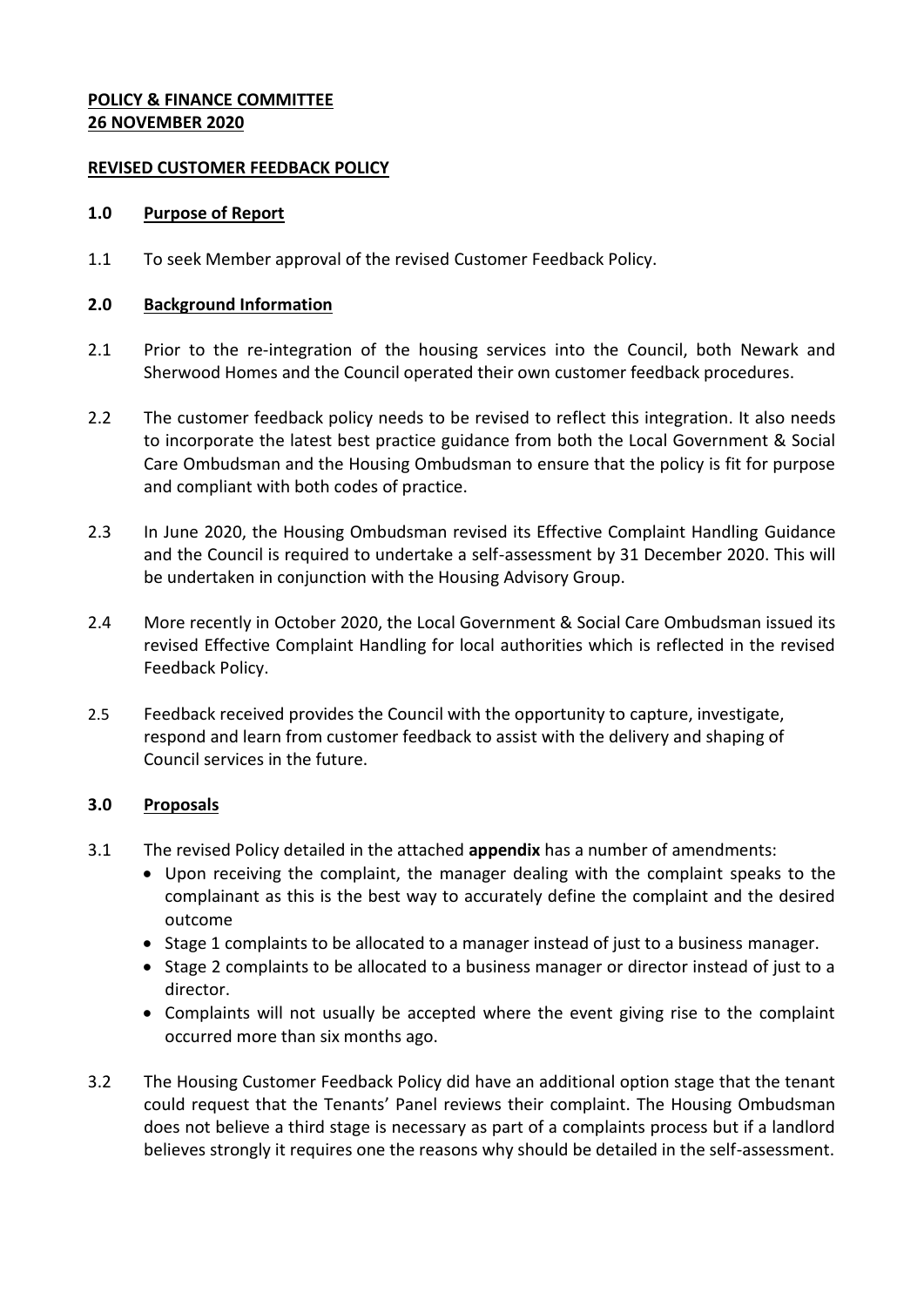**POLICY & FINANCE COMMITTEE**
**26 NOVEMBER 2020**

**REVISED CUSTOMER FEEDBACK POLICY**

**1.0 Purpose of Report**

1.1 To seek Member approval of the revised Customer Feedback Policy.

**2.0 Background Information**

2.1 Prior to the re-integration of the housing services into the Council, both Newark and Sherwood Homes and the Council operated their own customer feedback procedures.

2.2 The customer feedback policy needs to be revised to reflect this integration. It also needs to incorporate the latest best practice guidance from both the Local Government & Social Care Ombudsman and the Housing Ombudsman to ensure that the policy is fit for purpose and compliant with both codes of practice.

2.3 In June 2020, the Housing Ombudsman revised its Effective Complaint Handling Guidance and the Council is required to undertake a self-assessment by 31 December 2020. This will be undertaken in conjunction with the Housing Advisory Group.

2.4 More recently in October 2020, the Local Government & Social Care Ombudsman issued its revised Effective Complaint Handling for local authorities which is reflected in the revised Feedback Policy.

2.5 Feedback received provides the Council with the opportunity to capture, investigate, respond and learn from customer feedback to assist with the delivery and shaping of Council services in the future.

**3.0 Proposals**

3.1 The revised Policy detailed in the attached **appendix** has a number of amendments:

- Upon receiving the complaint, the manager dealing with the complaint speaks to the complainant as this is the best way to accurately define the complaint and the desired outcome
- Stage 1 complaints to be allocated to a manager instead of just to a business manager.
- Stage 2 complaints to be allocated to a business manager or director instead of just to a director.
- Complaints will not usually be accepted where the event giving rise to the complaint occurred more than six months ago.

3.2 The Housing Customer Feedback Policy did have an additional option stage that the tenant could request that the Tenants' Panel reviews their complaint. The Housing Ombudsman does not believe a third stage is necessary as part of a complaints process but if a landlord believes strongly it requires one the reasons why should be detailed in the self-assessment.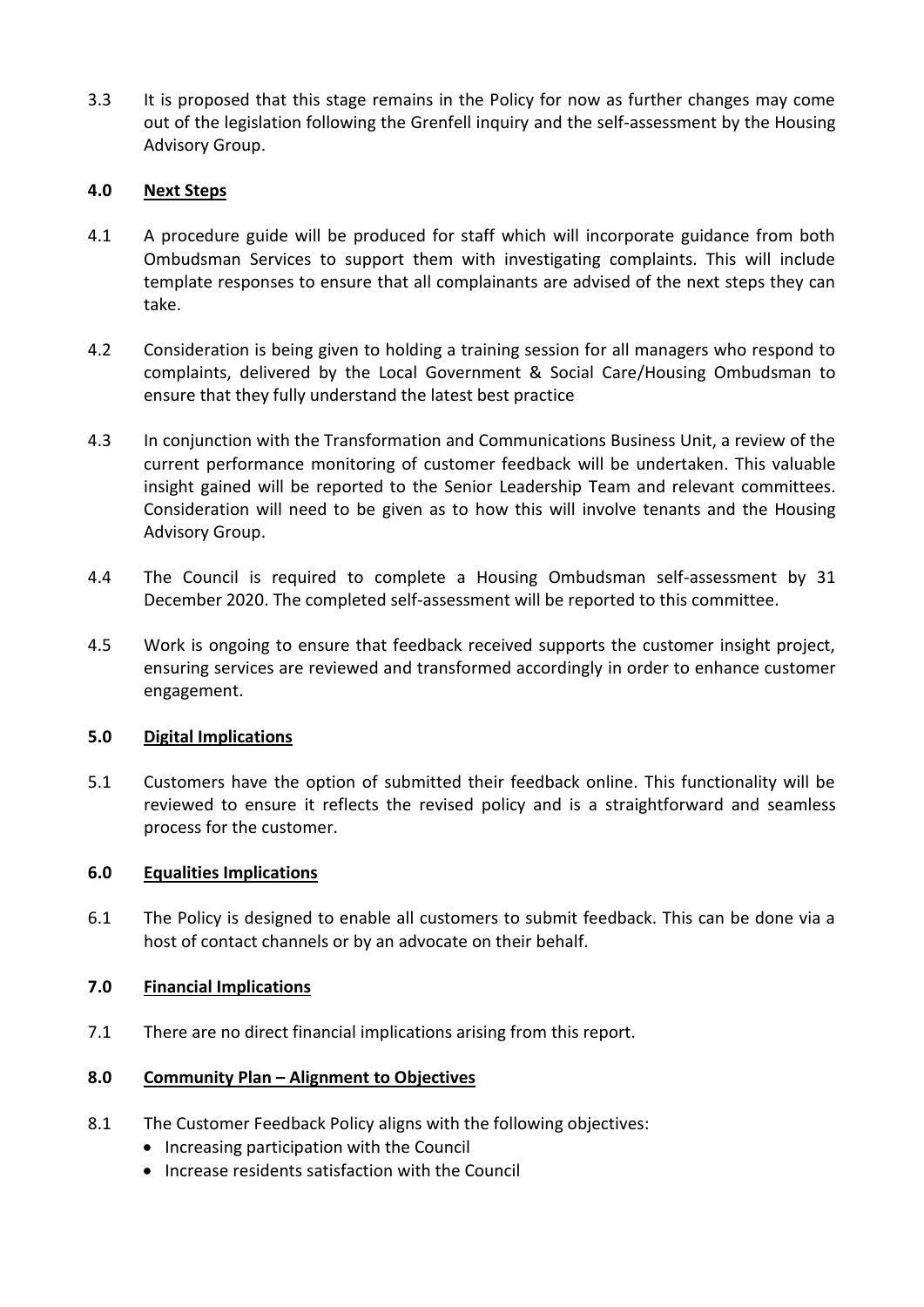3.3 It is proposed that this stage remains in the Policy for now as further changes may come out of the legislation following the Grenfell inquiry and the self-assessment by the Housing Advisory Group.

## 4.0 Next Steps

4.1 A procedure guide will be produced for staff which will incorporate guidance from both Ombudsman Services to support them with investigating complaints. This will include template responses to ensure that all complainants are advised of the next steps they can take.

4.2 Consideration is being given to holding a training session for all managers who respond to complaints, delivered by the Local Government & Social Care/Housing Ombudsman to ensure that they fully understand the latest best practice

4.3 In conjunction with the Transformation and Communications Business Unit, a review of the current performance monitoring of customer feedback will be undertaken. This valuable insight gained will be reported to the Senior Leadership Team and relevant committees. Consideration will need to be given as to how this will involve tenants and the Housing Advisory Group.

4.4 The Council is required to complete a Housing Ombudsman self-assessment by 31 December 2020. The completed self-assessment will be reported to this committee.

4.5 Work is ongoing to ensure that feedback received supports the customer insight project, ensuring services are reviewed and transformed accordingly in order to enhance customer engagement.

## 5.0 Digital Implications

5.1 Customers have the option of submitted their feedback online. This functionality will be reviewed to ensure it reflects the revised policy and is a straightforward and seamless process for the customer.

## 6.0 Equalities Implications

6.1 The Policy is designed to enable all customers to submit feedback. This can be done via a host of contact channels or by an advocate on their behalf.

## 7.0 Financial Implications

7.1 There are no direct financial implications arising from this report.

## 8.0 Community Plan – Alignment to Objectives

8.1 The Customer Feedback Policy aligns with the following objectives:

- Increasing participation with the Council
- Increase residents satisfaction with the Council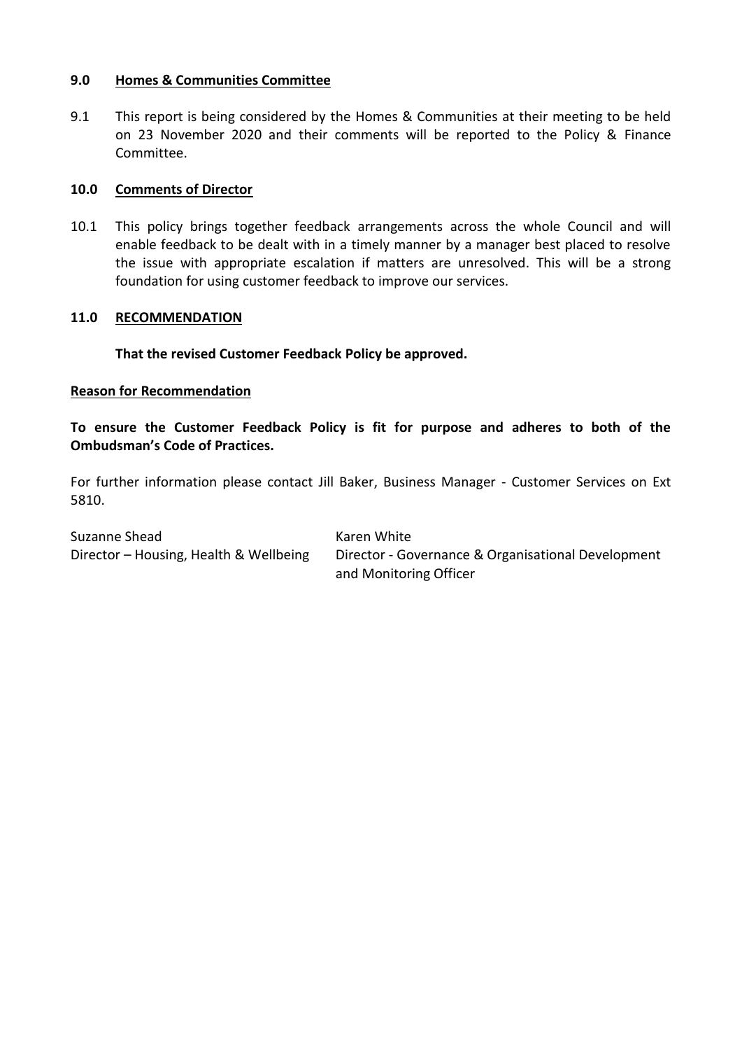## 9.0 <u>Homes & Communities Committee</u>

9.1 This report is being considered by the Homes & Communities at their meeting to be held on 23 November 2020 and their comments will be reported to the Policy & Finance Committee.

## 10.0 <u>Comments of Director</u>

10.1 This policy brings together feedback arrangements across the whole Council and will enable feedback to be dealt with in a timely manner by a manager best placed to resolve the issue with appropriate escalation if matters are unresolved. This will be a strong foundation for using customer feedback to improve our services.

## 11.0 <u>RECOMMENDATION</u>

**That the revised Customer Feedback Policy be approved.**

**<u>Reason for Recommendation</u>**

**To ensure the Customer Feedback Policy is fit for purpose and adheres to both of the Ombudsman's Code of Practices.**

For further information please contact Jill Baker, Business Manager - Customer Services on Ext 5810.

Suzanne Shead
Director – Housing, Health & Wellbeing

Karen White
Director - Governance & Organisational Development and Monitoring Officer